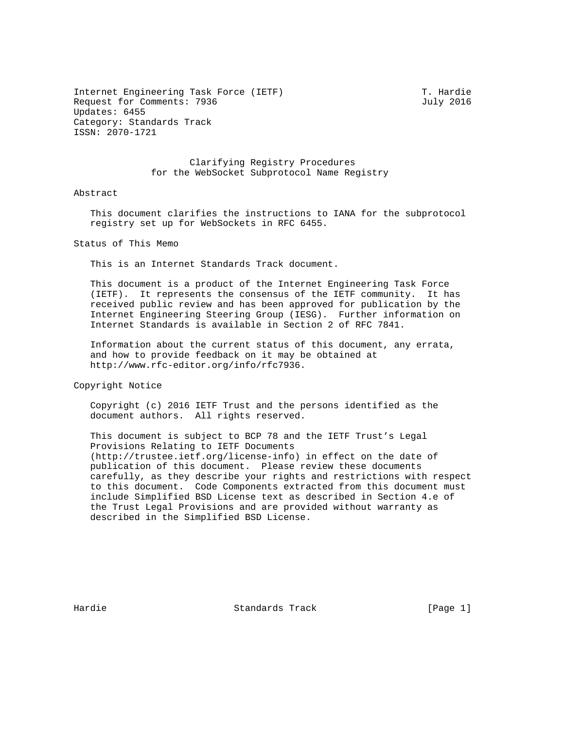Internet Engineering Task Force (IETF) T. Hardie
Request for Comments: 7936 July 2016
Updates: 6455
Category: Standards Track
ISSN: 2070-1721

# Clarifying Registry Procedures for the WebSocket Subprotocol Name Registry

## Abstract

This document clarifies the instructions to IANA for the subprotocol registry set up for WebSockets in RFC 6455.

## Status of This Memo

This is an Internet Standards Track document.

This document is a product of the Internet Engineering Task Force (IETF). It represents the consensus of the IETF community. It has received public review and has been approved for publication by the Internet Engineering Steering Group (IESG). Further information on Internet Standards is available in Section 2 of RFC 7841.

Information about the current status of this document, any errata, and how to provide feedback on it may be obtained at http://www.rfc-editor.org/info/rfc7936.

## Copyright Notice

Copyright (c) 2016 IETF Trust and the persons identified as the document authors. All rights reserved.

This document is subject to BCP 78 and the IETF Trust's Legal Provisions Relating to IETF Documents (http://trustee.ietf.org/license-info) in effect on the date of publication of this document. Please review these documents carefully, as they describe your rights and restrictions with respect to this document. Code Components extracted from this document must include Simplified BSD License text as described in Section 4.e of the Trust Legal Provisions and are provided without warranty as described in the Simplified BSD License.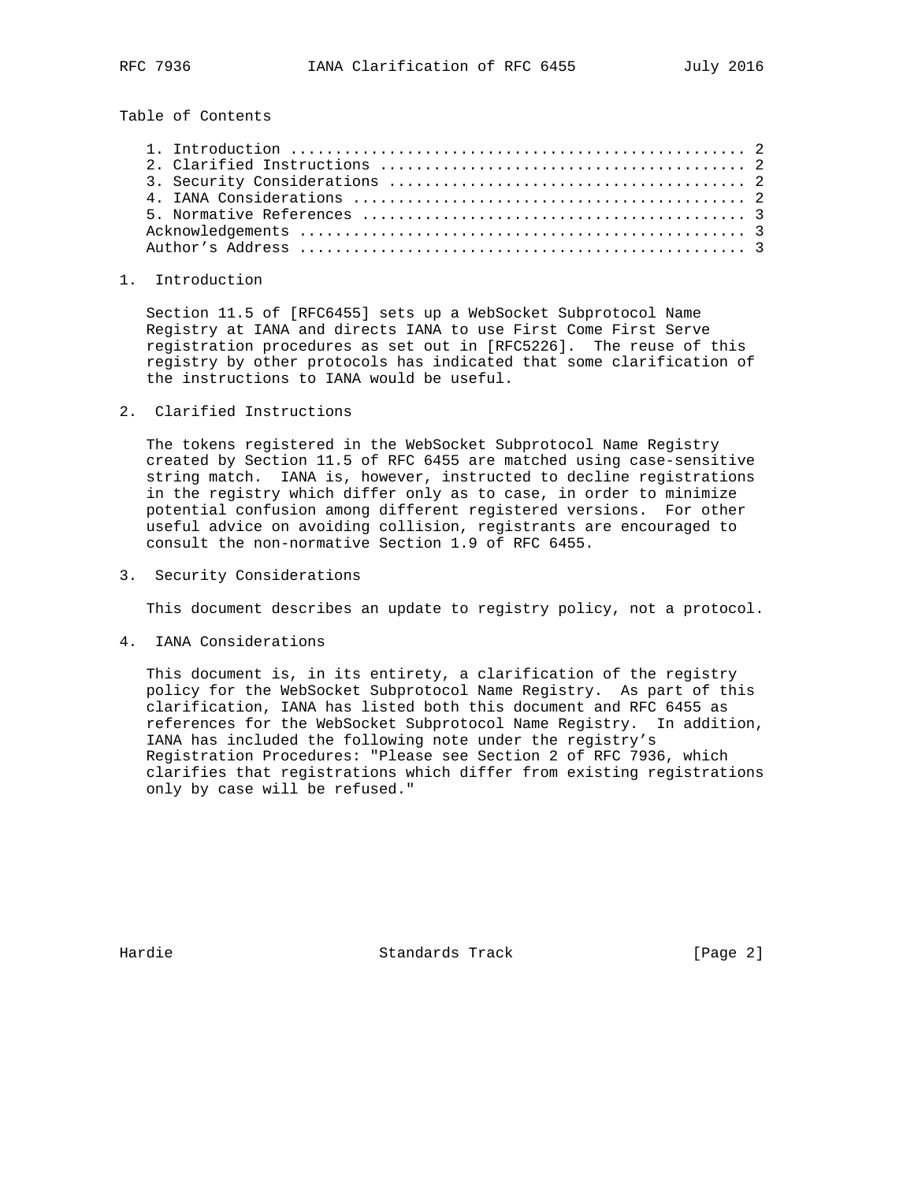Table of Contents

1. Introduction ................................................. 2
2. Clarified Instructions ....................................... 2
3. Security Considerations ...................................... 2
4. IANA Considerations .......................................... 2
5. Normative References ......................................... 3
Acknowledgements ................................................ 3
Author's Address ................................................ 3

## 1. Introduction

Section 11.5 of [RFC6455] sets up a WebSocket Subprotocol Name Registry at IANA and directs IANA to use First Come First Serve registration procedures as set out in [RFC5226]. The reuse of this registry by other protocols has indicated that some clarification of the instructions to IANA would be useful.

## 2. Clarified Instructions

The tokens registered in the WebSocket Subprotocol Name Registry created by Section 11.5 of RFC 6455 are matched using case-sensitive string match. IANA is, however, instructed to decline registrations in the registry which differ only as to case, in order to minimize potential confusion among different registered versions. For other useful advice on avoiding collision, registrants are encouraged to consult the non-normative Section 1.9 of RFC 6455.

## 3. Security Considerations

This document describes an update to registry policy, not a protocol.

## 4. IANA Considerations

This document is, in its entirety, a clarification of the registry policy for the WebSocket Subprotocol Name Registry. As part of this clarification, IANA has listed both this document and RFC 6455 as references for the WebSocket Subprotocol Name Registry. In addition, IANA has included the following note under the registry's Registration Procedures: "Please see Section 2 of RFC 7936, which clarifies that registrations which differ from existing registrations only by case will be refused."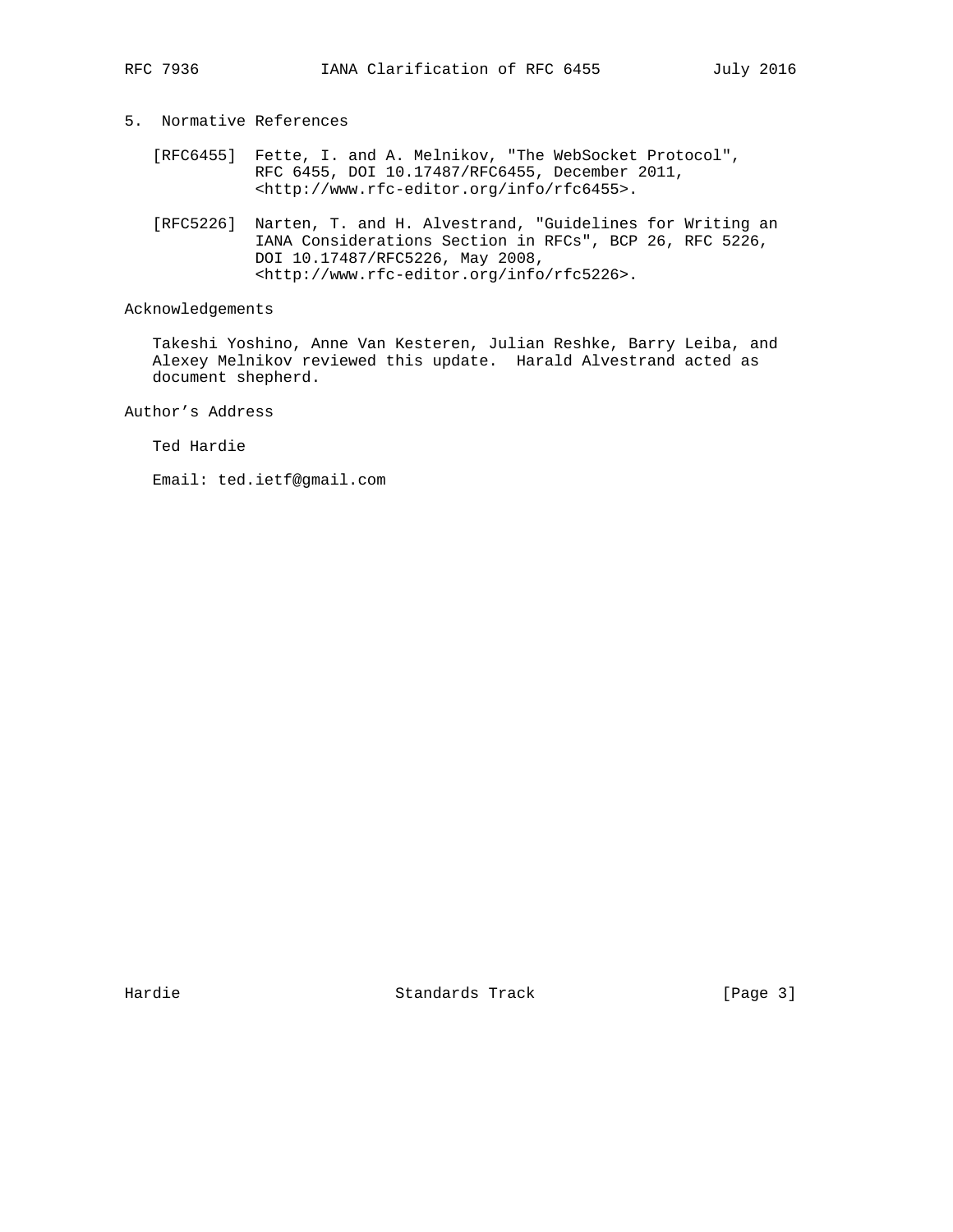## 5. Normative References

[RFC6455] Fette, I. and A. Melnikov, "The WebSocket Protocol", RFC 6455, DOI 10.17487/RFC6455, December 2011, <http://www.rfc-editor.org/info/rfc6455>.

[RFC5226] Narten, T. and H. Alvestrand, "Guidelines for Writing an IANA Considerations Section in RFCs", BCP 26, RFC 5226, DOI 10.17487/RFC5226, May 2008, <http://www.rfc-editor.org/info/rfc5226>.

## Acknowledgements

Takeshi Yoshino, Anne Van Kesteren, Julian Reshke, Barry Leiba, and Alexey Melnikov reviewed this update. Harald Alvestrand acted as document shepherd.

## Author's Address

Ted Hardie

Email: ted.ietf@gmail.com